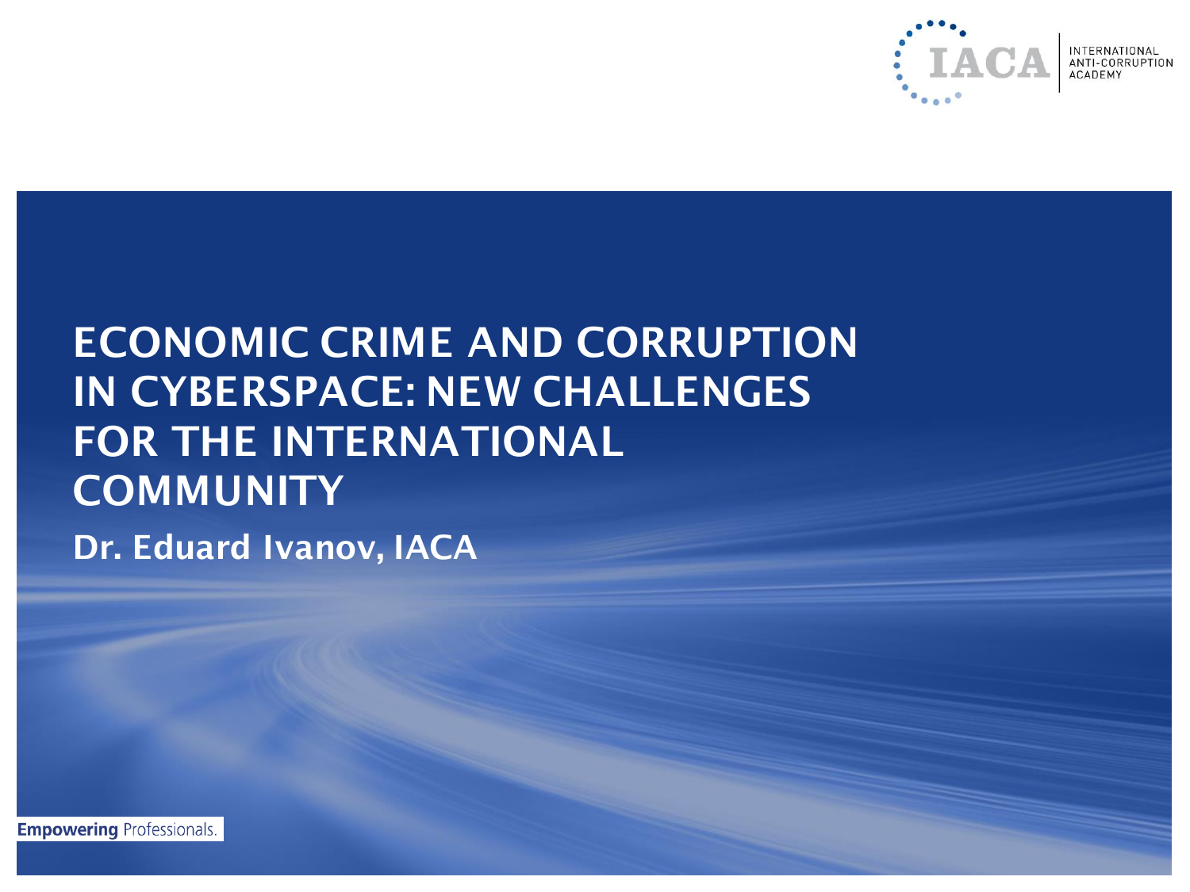IACA INTERNATIONAL ANTI-CORRUPTION ACADEMY

# ECONOMIC CRIME AND CORRUPTION IN CYBERSPACE: NEW CHALLENGES FOR THE INTERNATIONAL COMMUNITY

**Dr. Eduard Ivanov, IACA**

**Empowering** Professionals.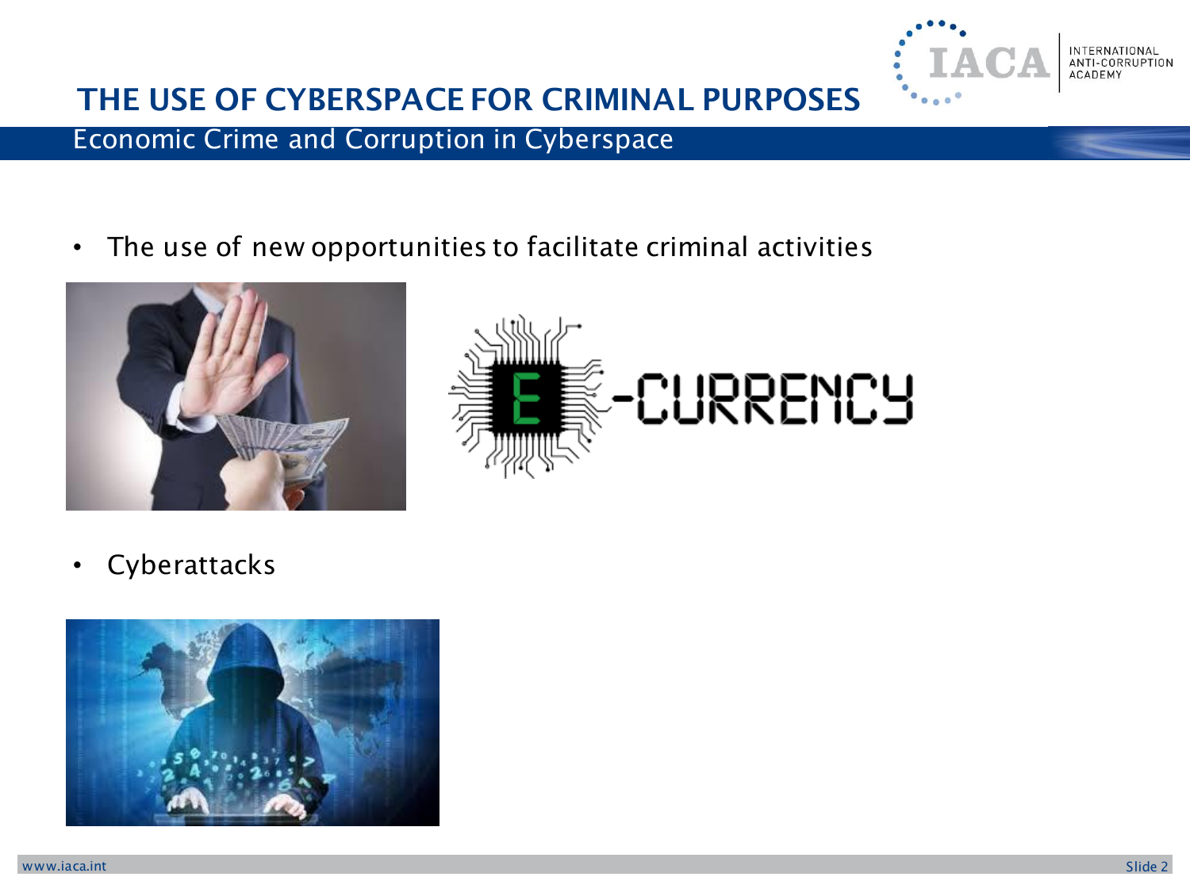# THE USE OF CYBERSPACE FOR CRIMINAL PURPOSES

## Economic Crime and Corruption in Cyberspace

- The use of new opportunities to facilitate criminal activities
- Cyberattacks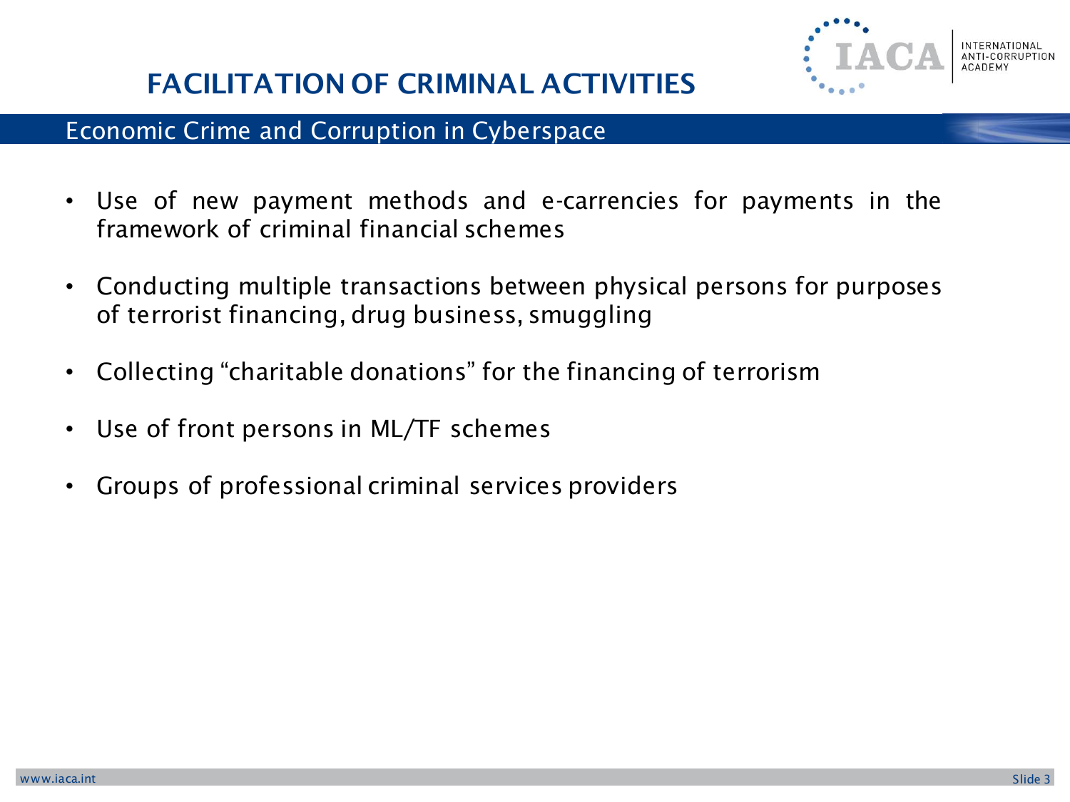# FACILITATION OF CRIMINAL ACTIVITIES

## Economic Crime and Corruption in Cyberspace

- Use of new payment methods and e-carrencies for payments in the framework of criminal financial schemes
- Conducting multiple transactions between physical persons for purposes of terrorist financing, drug business, smuggling
- Collecting "charitable donations" for the financing of terrorism
- Use of front persons in ML/TF schemes
- Groups of professional criminal services providers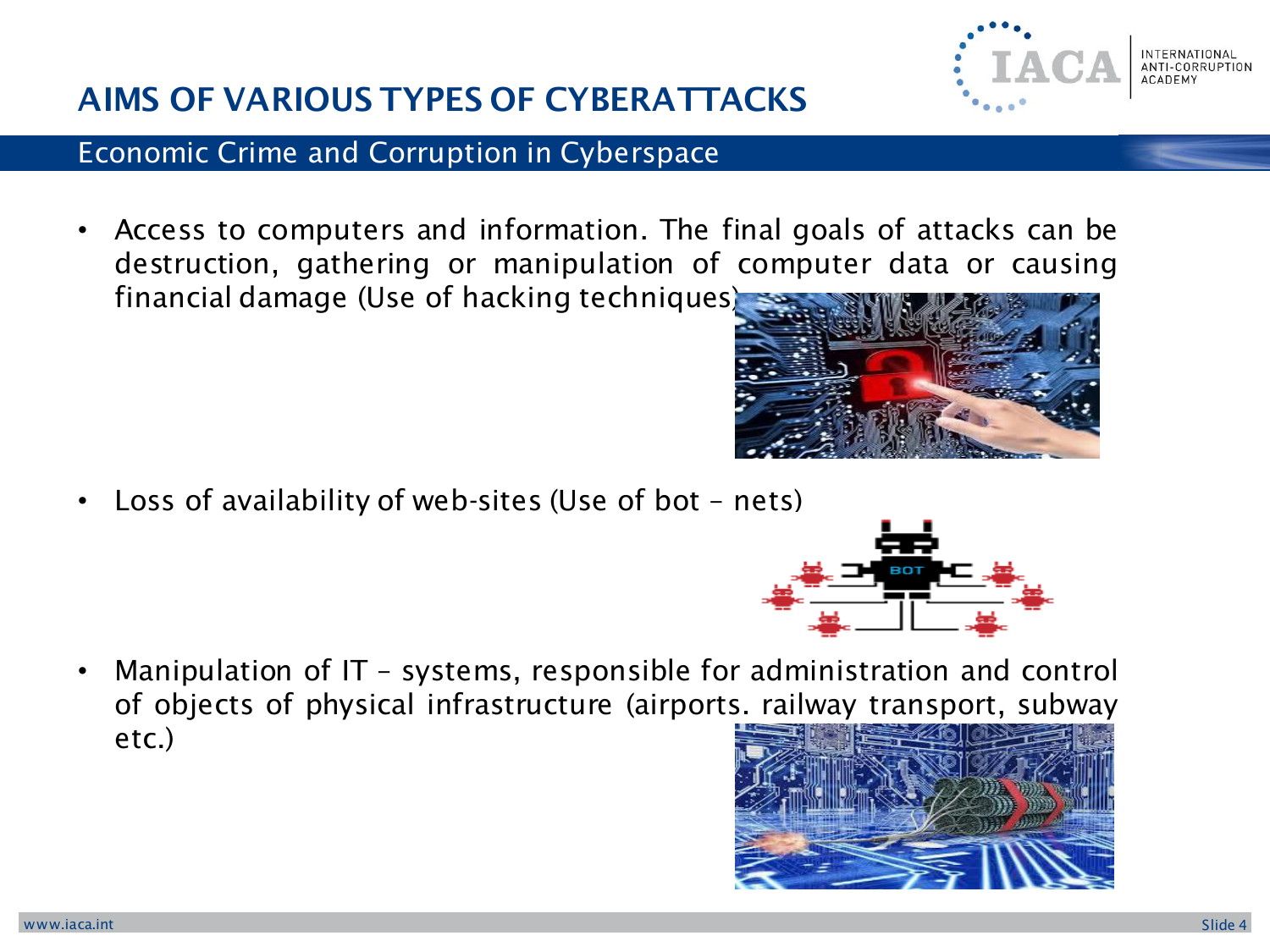# AIMS OF VARIOUS TYPES OF CYBERATTACKS

## Economic Crime and Corruption in Cyberspace

- Access to computers and information. The final goals of attacks can be destruction, gathering or manipulation of computer data or causing financial damage (Use of hacking techniques)

- Loss of availability of web-sites (Use of bot – nets)

- Manipulation of IT – systems, responsible for administration and control of objects of physical infrastructure (airports. railway transport, subway etc.)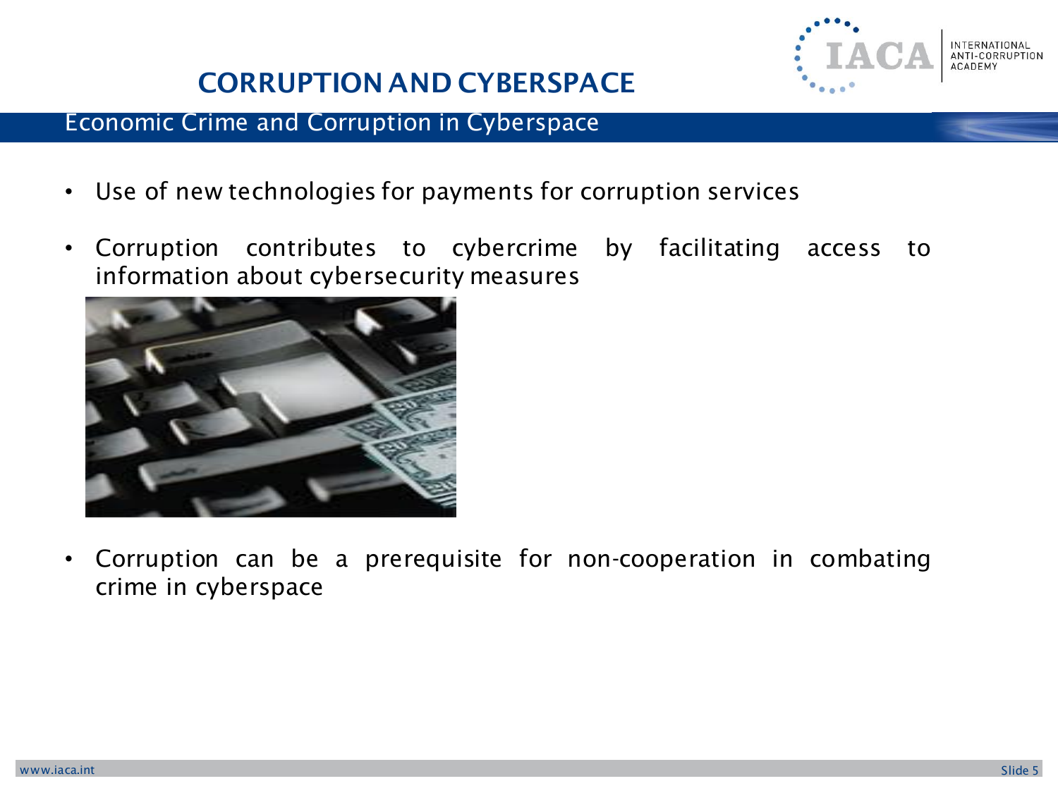# CORRUPTION AND CYBERSPACE

## Economic Crime and Corruption in Cyberspace

- Use of new technologies for payments for corruption services
- Corruption contributes to cybercrime by facilitating access to information about cybersecurity measures
- Corruption can be a prerequisite for non-cooperation in combating crime in cyberspace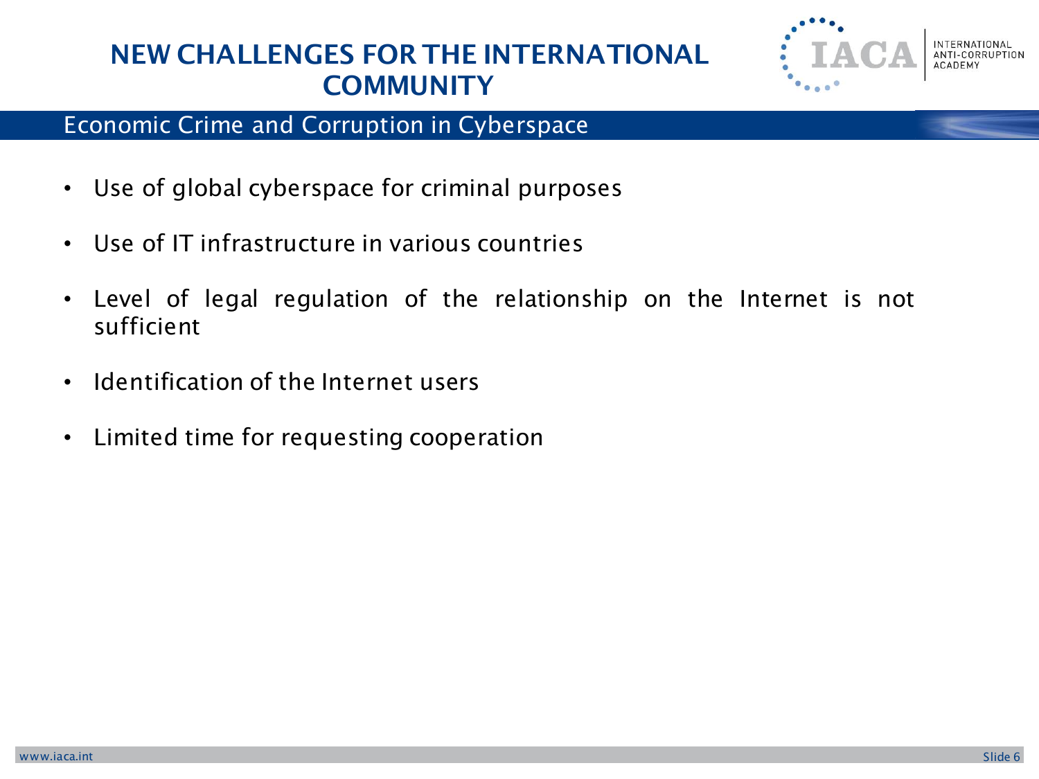# NEW CHALLENGES FOR THE INTERNATIONAL COMMUNITY

## Economic Crime and Corruption in Cyberspace

- Use of global cyberspace for criminal purposes
- Use of IT infrastructure in various countries
- Level of legal regulation of the relationship on the Internet is not sufficient
- Identification of the Internet users
- Limited time for requesting cooperation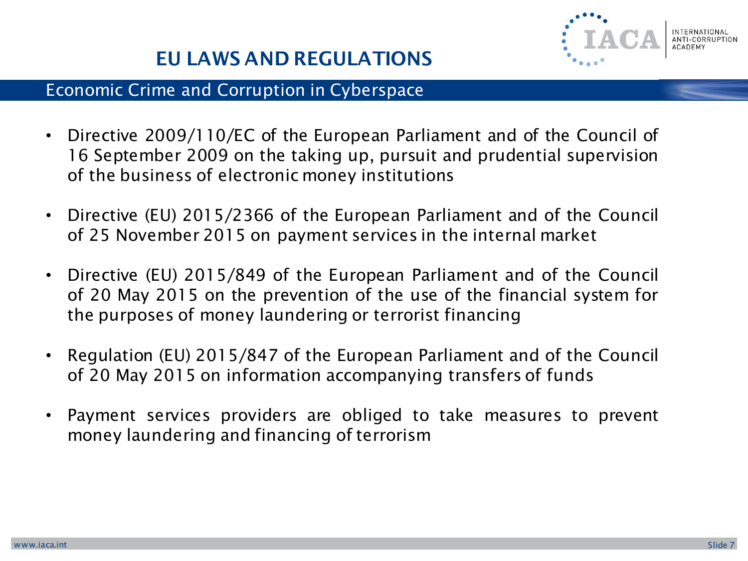# EU LAWS AND REGULATIONS

## Economic Crime and Corruption in Cyberspace

- Directive 2009/110/EC of the European Parliament and of the Council of 16 September 2009 on the taking up, pursuit and prudential supervision of the business of electronic money institutions
- Directive (EU) 2015/2366 of the European Parliament and of the Council of 25 November 2015 on payment services in the internal market
- Directive (EU) 2015/849 of the European Parliament and of the Council of 20 May 2015 on the prevention of the use of the financial system for the purposes of money laundering or terrorist financing
- Regulation (EU) 2015/847 of the European Parliament and of the Council of 20 May 2015 on information accompanying transfers of funds
- Payment services providers are obliged to take measures to prevent money laundering and financing of terrorism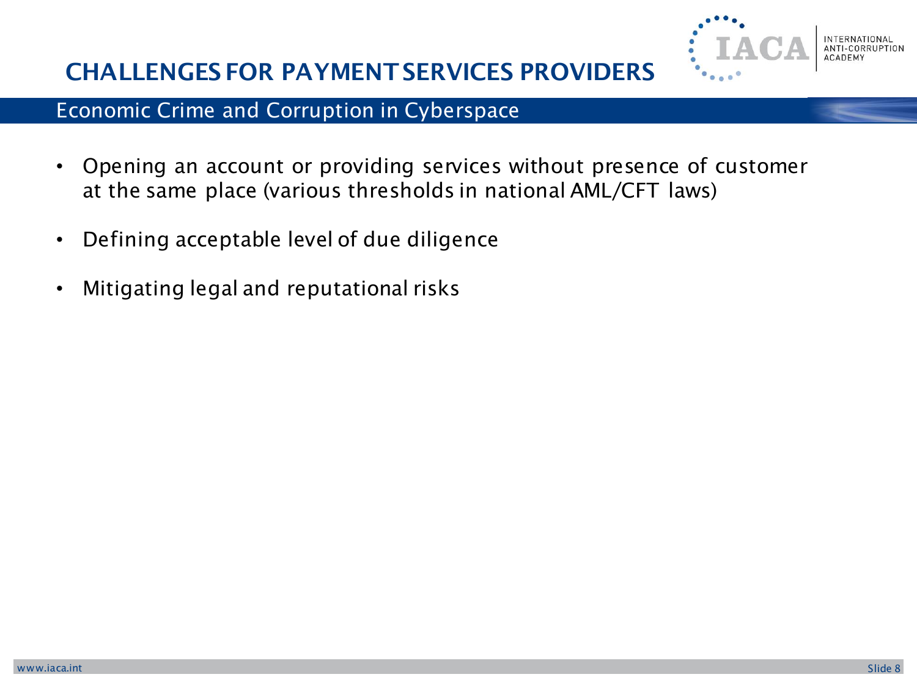# CHALLENGES FOR PAYMENT SERVICES PROVIDERS

## Economic Crime and Corruption in Cyberspace

- Opening an account or providing services without presence of customer at the same place (various thresholds in national AML/CFT laws)
- Defining acceptable level of due diligence
- Mitigating legal and reputational risks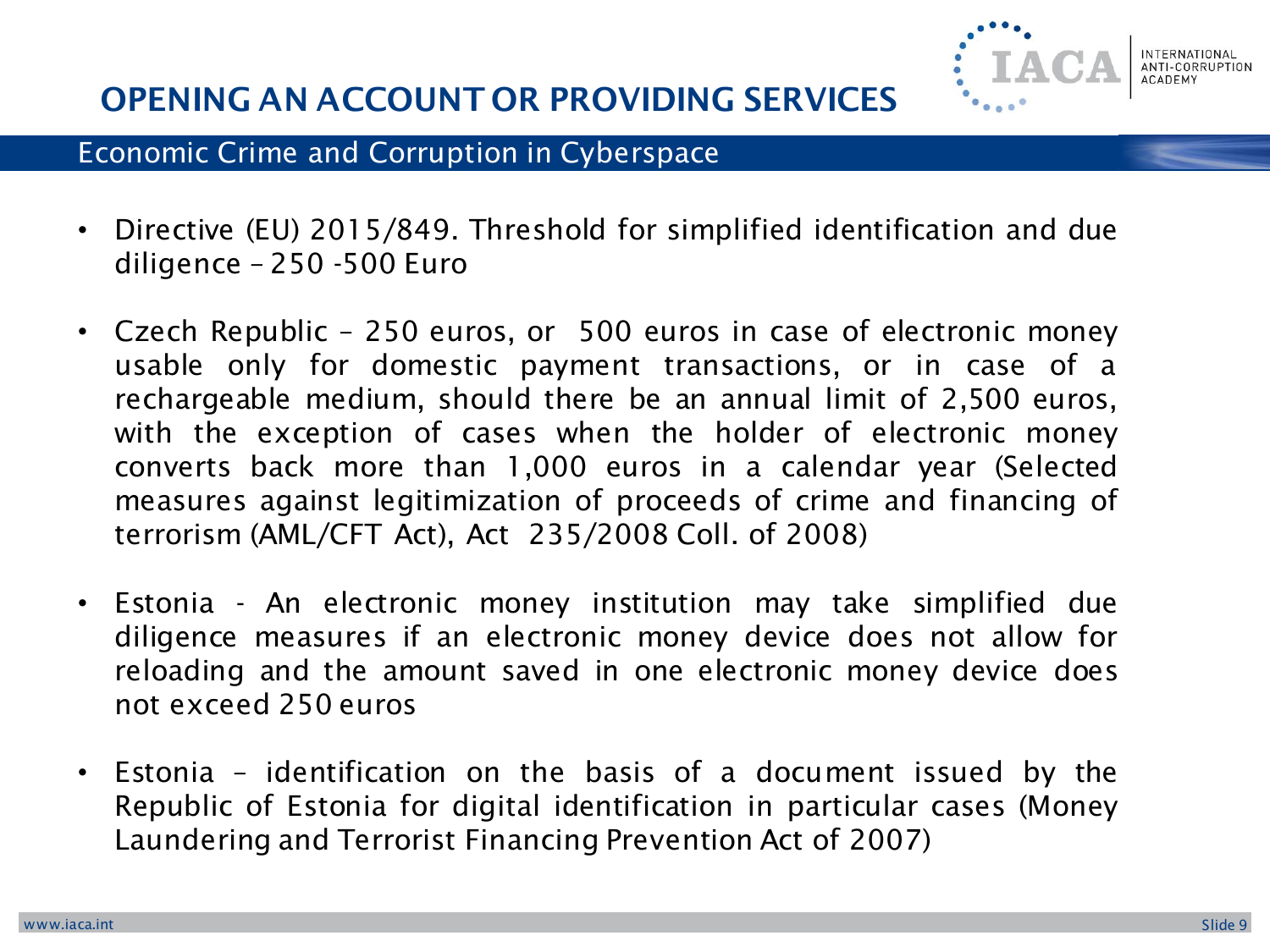# OPENING AN ACCOUNT OR PROVIDING SERVICES

## Economic Crime and Corruption in Cyberspace

- Directive (EU) 2015/849. Threshold for simplified identification and due diligence – 250 -500 Euro
- Czech Republic – 250 euros, or 500 euros in case of electronic money usable only for domestic payment transactions, or in case of a rechargeable medium, should there be an annual limit of 2,500 euros, with the exception of cases when the holder of electronic money converts back more than 1,000 euros in a calendar year (Selected measures against legitimization of proceeds of crime and financing of terrorism (AML/CFT Act), Act 235/2008 Coll. of 2008)
- Estonia - An electronic money institution may take simplified due diligence measures if an electronic money device does not allow for reloading and the amount saved in one electronic money device does not exceed 250 euros
- Estonia – identification on the basis of a document issued by the Republic of Estonia for digital identification in particular cases (Money Laundering and Terrorist Financing Prevention Act of 2007)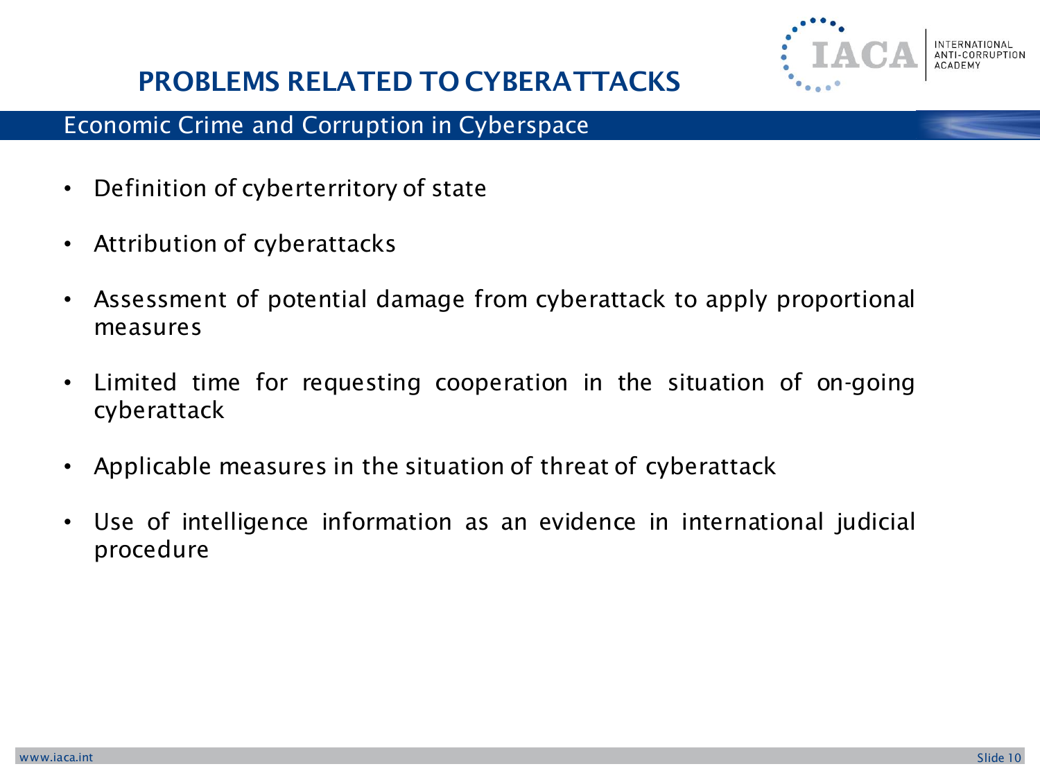# PROBLEMS RELATED TO CYBERATTACKS

## Economic Crime and Corruption in Cyberspace

- Definition of cyberterritory of state
- Attribution of cyberattacks
- Assessment of potential damage from cyberattack to apply proportional measures
- Limited time for requesting cooperation in the situation of on-going cyberattack
- Applicable measures in the situation of threat of cyberattack
- Use of intelligence information as an evidence in international judicial procedure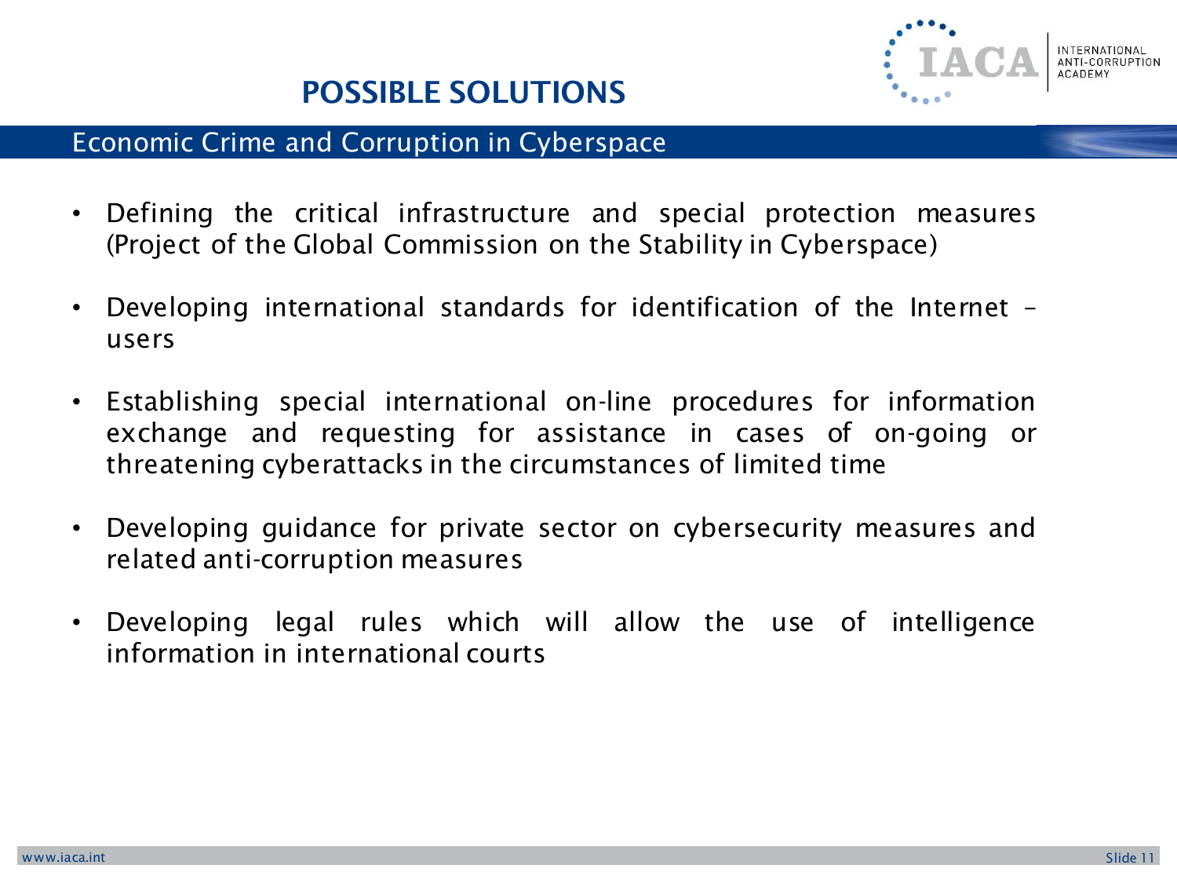# POSSIBLE SOLUTIONS

## Economic Crime and Corruption in Cyberspace

- Defining the critical infrastructure and special protection measures (Project of the Global Commission on the Stability in Cyberspace)
- Developing international standards for identification of the Internet – users
- Establishing special international on-line procedures for information exchange and requesting for assistance in cases of on-going or threatening cyberattacks in the circumstances of limited time
- Developing guidance for private sector on cybersecurity measures and related anti-corruption measures
- Developing legal rules which will allow the use of intelligence information in international courts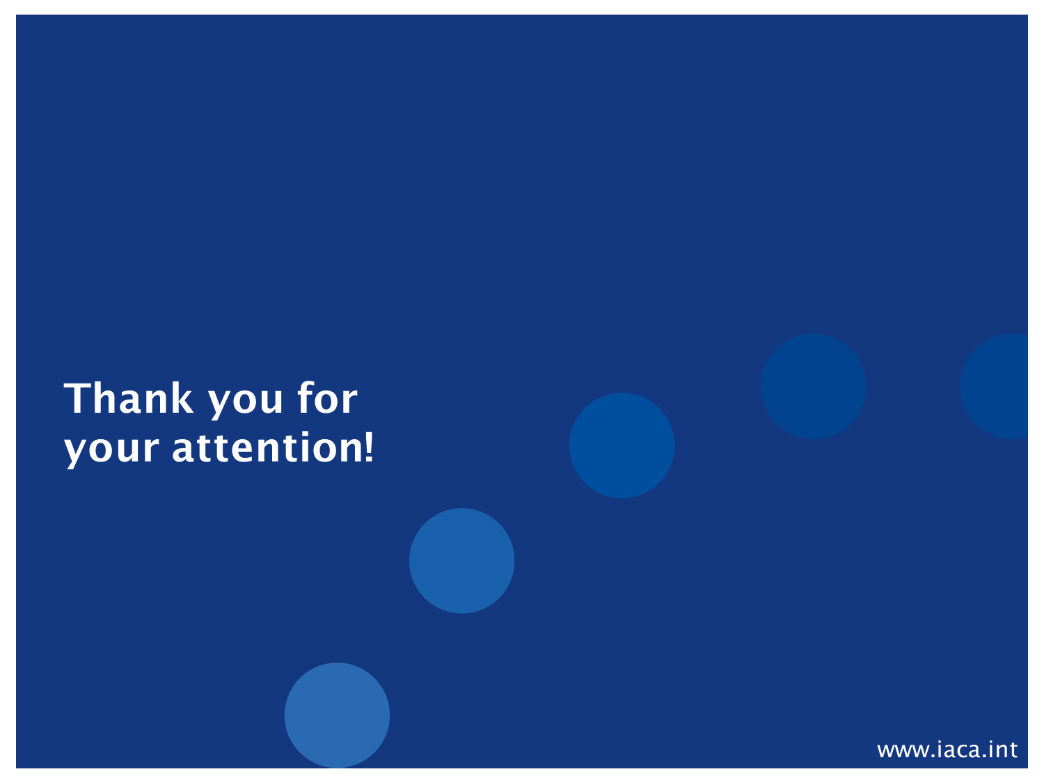# Thank you for your attention!

www.iaca.int